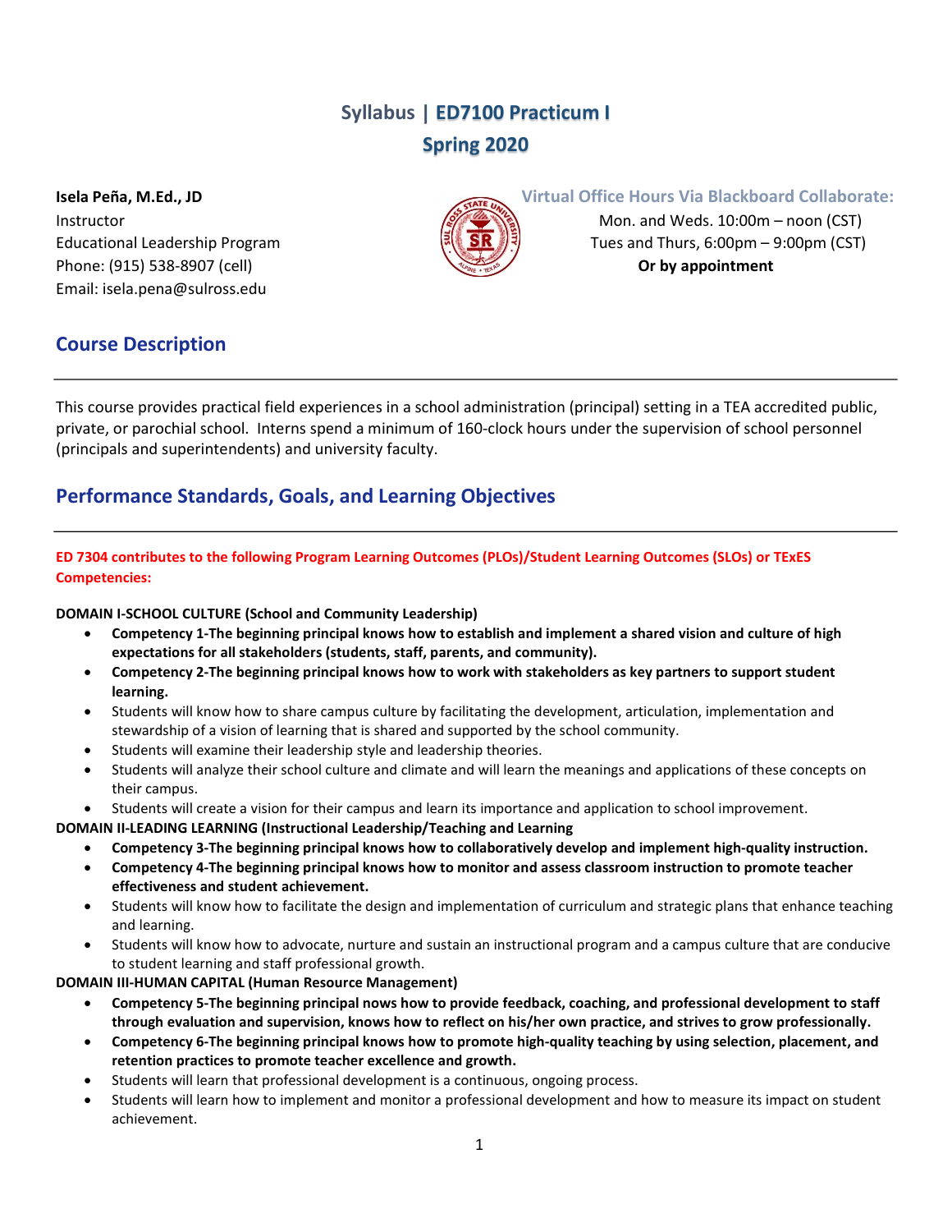# Syllabus | ED7100 Practicum I
# Spring 2020

**Isela Peña, M.Ed., JD**
Instructor
Educational Leadership Program
Phone: (915) 538-8907 (cell)
Email: isela.pena@sulross.edu

**Virtual Office Hours Via Blackboard Collaborate:**
Mon. and Weds. 10:00m – noon (CST)
Tues and Thurs, 6:00pm – 9:00pm (CST)
**Or by appointment**

## Course Description

This course provides practical field experiences in a school administration (principal) setting in a TEA accredited public, private, or parochial school. Interns spend a minimum of 160-clock hours under the supervision of school personnel (principals and superintendents) and university faculty.

## Performance Standards, Goals, and Learning Objectives

**ED 7304 contributes to the following Program Learning Outcomes (PLOs)/Student Learning Outcomes (SLOs) or TExES Competencies:**

**DOMAIN I-SCHOOL CULTURE (School and Community Leadership)**

- **Competency 1-The beginning principal knows how to establish and implement a shared vision and culture of high expectations for all stakeholders (students, staff, parents, and community).**
- **Competency 2-The beginning principal knows how to work with stakeholders as key partners to support student learning.**
- Students will know how to share campus culture by facilitating the development, articulation, implementation and stewardship of a vision of learning that is shared and supported by the school community.
- Students will examine their leadership style and leadership theories.
- Students will analyze their school culture and climate and will learn the meanings and applications of these concepts on their campus.
- Students will create a vision for their campus and learn its importance and application to school improvement.

**DOMAIN II-LEADING LEARNING (Instructional Leadership/Teaching and Learning**

- **Competency 3-The beginning principal knows how to collaboratively develop and implement high-quality instruction.**
- **Competency 4-The beginning principal knows how to monitor and assess classroom instruction to promote teacher effectiveness and student achievement.**
- Students will know how to facilitate the design and implementation of curriculum and strategic plans that enhance teaching and learning.
- Students will know how to advocate, nurture and sustain an instructional program and a campus culture that are conducive to student learning and staff professional growth.

**DOMAIN III-HUMAN CAPITAL (Human Resource Management)**

- **Competency 5-The beginning principal nows how to provide feedback, coaching, and professional development to staff through evaluation and supervision, knows how to reflect on his/her own practice, and strives to grow professionally.**
- **Competency 6-The beginning principal knows how to promote high-quality teaching by using selection, placement, and retention practices to promote teacher excellence and growth.**
- Students will learn that professional development is a continuous, ongoing process.
- Students will learn how to implement and monitor a professional development and how to measure its impact on student achievement.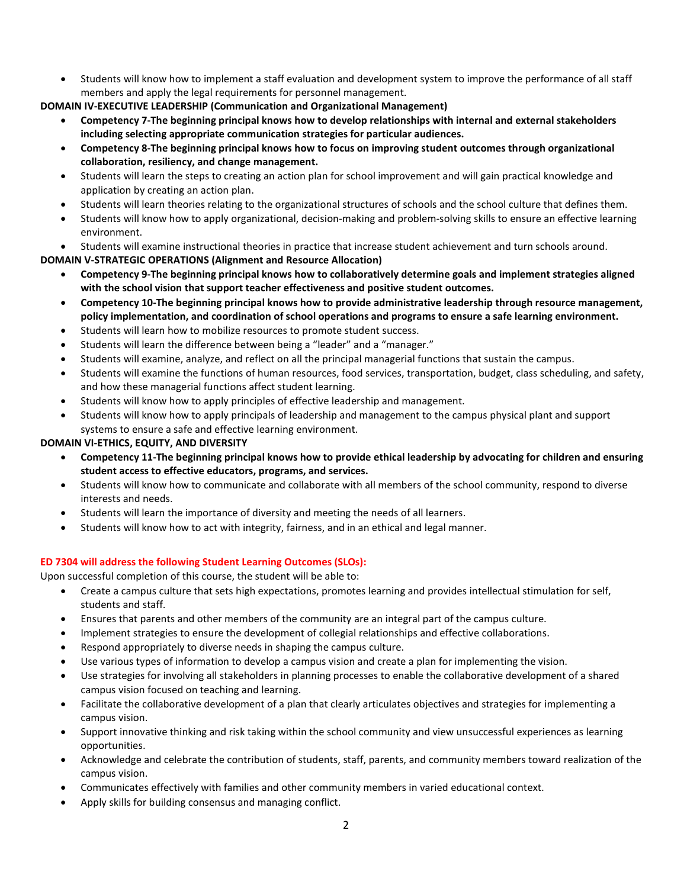- Students will know how to implement a staff evaluation and development system to improve the performance of all staff members and apply the legal requirements for personnel management.

**DOMAIN IV-EXECUTIVE LEADERSHIP (Communication and Organizational Management)**

- **Competency 7-The beginning principal knows how to develop relationships with internal and external stakeholders including selecting appropriate communication strategies for particular audiences.**
- **Competency 8-The beginning principal knows how to focus on improving student outcomes through organizational collaboration, resiliency, and change management.**
- Students will learn the steps to creating an action plan for school improvement and will gain practical knowledge and application by creating an action plan.
- Students will learn theories relating to the organizational structures of schools and the school culture that defines them.
- Students will know how to apply organizational, decision-making and problem-solving skills to ensure an effective learning environment.
- Students will examine instructional theories in practice that increase student achievement and turn schools around.

**DOMAIN V-STRATEGIC OPERATIONS (Alignment and Resource Allocation)**

- **Competency 9-The beginning principal knows how to collaboratively determine goals and implement strategies aligned with the school vision that support teacher effectiveness and positive student outcomes.**
- **Competency 10-The beginning principal knows how to provide administrative leadership through resource management, policy implementation, and coordination of school operations and programs to ensure a safe learning environment.**
- Students will learn how to mobilize resources to promote student success.
- Students will learn the difference between being a "leader" and a "manager."
- Students will examine, analyze, and reflect on all the principal managerial functions that sustain the campus.
- Students will examine the functions of human resources, food services, transportation, budget, class scheduling, and safety, and how these managerial functions affect student learning.
- Students will know how to apply principles of effective leadership and management.
- Students will know how to apply principals of leadership and management to the campus physical plant and support systems to ensure a safe and effective learning environment.

**DOMAIN VI-ETHICS, EQUITY, AND DIVERSITY**

- **Competency 11-The beginning principal knows how to provide ethical leadership by advocating for children and ensuring student access to effective educators, programs, and services.**
- Students will know how to communicate and collaborate with all members of the school community, respond to diverse interests and needs.
- Students will learn the importance of diversity and meeting the needs of all learners.
- Students will know how to act with integrity, fairness, and in an ethical and legal manner.

**ED 7304 will address the following Student Learning Outcomes (SLOs):**

Upon successful completion of this course, the student will be able to:

- Create a campus culture that sets high expectations, promotes learning and provides intellectual stimulation for self, students and staff.
- Ensures that parents and other members of the community are an integral part of the campus culture.
- Implement strategies to ensure the development of collegial relationships and effective collaborations.
- Respond appropriately to diverse needs in shaping the campus culture.
- Use various types of information to develop a campus vision and create a plan for implementing the vision.
- Use strategies for involving all stakeholders in planning processes to enable the collaborative development of a shared campus vision focused on teaching and learning.
- Facilitate the collaborative development of a plan that clearly articulates objectives and strategies for implementing a campus vision.
- Support innovative thinking and risk taking within the school community and view unsuccessful experiences as learning opportunities.
- Acknowledge and celebrate the contribution of students, staff, parents, and community members toward realization of the campus vision.
- Communicates effectively with families and other community members in varied educational context.
- Apply skills for building consensus and managing conflict.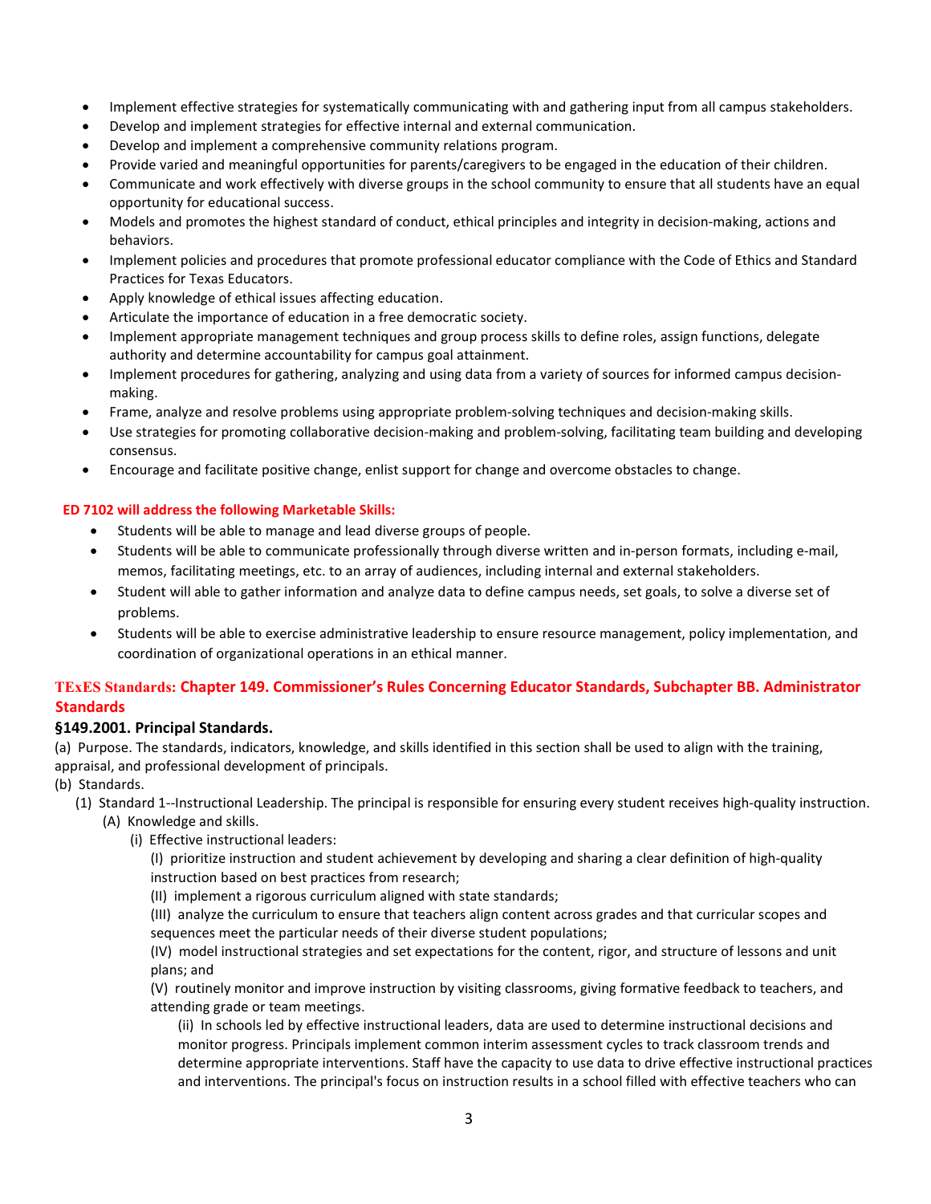- Implement effective strategies for systematically communicating with and gathering input from all campus stakeholders.
- Develop and implement strategies for effective internal and external communication.
- Develop and implement a comprehensive community relations program.
- Provide varied and meaningful opportunities for parents/caregivers to be engaged in the education of their children.
- Communicate and work effectively with diverse groups in the school community to ensure that all students have an equal opportunity for educational success.
- Models and promotes the highest standard of conduct, ethical principles and integrity in decision-making, actions and behaviors.
- Implement policies and procedures that promote professional educator compliance with the Code of Ethics and Standard Practices for Texas Educators.
- Apply knowledge of ethical issues affecting education.
- Articulate the importance of education in a free democratic society.
- Implement appropriate management techniques and group process skills to define roles, assign functions, delegate authority and determine accountability for campus goal attainment.
- Implement procedures for gathering, analyzing and using data from a variety of sources for informed campus decision-making.
- Frame, analyze and resolve problems using appropriate problem-solving techniques and decision-making skills.
- Use strategies for promoting collaborative decision-making and problem-solving, facilitating team building and developing consensus.
- Encourage and facilitate positive change, enlist support for change and overcome obstacles to change.

**ED 7102 will address the following Marketable Skills:**

- Students will be able to manage and lead diverse groups of people.
- Students will be able to communicate professionally through diverse written and in-person formats, including e-mail, memos, facilitating meetings, etc. to an array of audiences, including internal and external stakeholders.
- Student will able to gather information and analyze data to define campus needs, set goals, to solve a diverse set of problems.
- Students will be able to exercise administrative leadership to ensure resource management, policy implementation, and coordination of organizational operations in an ethical manner.

## TExES Standards: Chapter 149. Commissioner's Rules Concerning Educator Standards, Subchapter BB. Administrator Standards

### §149.2001. Principal Standards.

(a) Purpose. The standards, indicators, knowledge, and skills identified in this section shall be used to align with the training, appraisal, and professional development of principals.

(b) Standards.

(1) Standard 1--Instructional Leadership. The principal is responsible for ensuring every student receives high-quality instruction.

(A) Knowledge and skills.

(i) Effective instructional leaders:

(I) prioritize instruction and student achievement by developing and sharing a clear definition of high-quality instruction based on best practices from research;

(II) implement a rigorous curriculum aligned with state standards;

(III) analyze the curriculum to ensure that teachers align content across grades and that curricular scopes and sequences meet the particular needs of their diverse student populations;

(IV) model instructional strategies and set expectations for the content, rigor, and structure of lessons and unit plans; and

(V) routinely monitor and improve instruction by visiting classrooms, giving formative feedback to teachers, and attending grade or team meetings.

(ii) In schools led by effective instructional leaders, data are used to determine instructional decisions and monitor progress. Principals implement common interim assessment cycles to track classroom trends and determine appropriate interventions. Staff have the capacity to use data to drive effective instructional practices and interventions. The principal's focus on instruction results in a school filled with effective teachers who can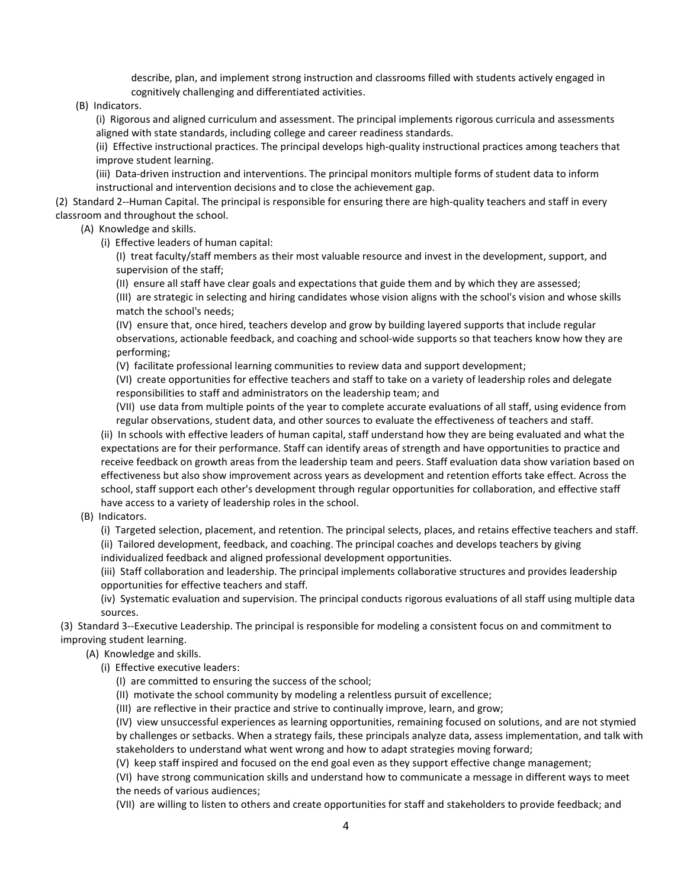describe, plan, and implement strong instruction and classrooms filled with students actively engaged in cognitively challenging and differentiated activities.

(B) Indicators.

(i) Rigorous and aligned curriculum and assessment. The principal implements rigorous curricula and assessments aligned with state standards, including college and career readiness standards.

(ii) Effective instructional practices. The principal develops high-quality instructional practices among teachers that improve student learning.

(iii) Data-driven instruction and interventions. The principal monitors multiple forms of student data to inform instructional and intervention decisions and to close the achievement gap.

(2) Standard 2--Human Capital. The principal is responsible for ensuring there are high-quality teachers and staff in every classroom and throughout the school.

(A) Knowledge and skills.

(i) Effective leaders of human capital:

(I) treat faculty/staff members as their most valuable resource and invest in the development, support, and supervision of the staff;

(II) ensure all staff have clear goals and expectations that guide them and by which they are assessed;

(III) are strategic in selecting and hiring candidates whose vision aligns with the school's vision and whose skills match the school's needs;

(IV) ensure that, once hired, teachers develop and grow by building layered supports that include regular observations, actionable feedback, and coaching and school-wide supports so that teachers know how they are performing;

(V) facilitate professional learning communities to review data and support development;

(VI) create opportunities for effective teachers and staff to take on a variety of leadership roles and delegate responsibilities to staff and administrators on the leadership team; and

(VII) use data from multiple points of the year to complete accurate evaluations of all staff, using evidence from regular observations, student data, and other sources to evaluate the effectiveness of teachers and staff.

(ii) In schools with effective leaders of human capital, staff understand how they are being evaluated and what the expectations are for their performance. Staff can identify areas of strength and have opportunities to practice and receive feedback on growth areas from the leadership team and peers. Staff evaluation data show variation based on effectiveness but also show improvement across years as development and retention efforts take effect. Across the school, staff support each other's development through regular opportunities for collaboration, and effective staff have access to a variety of leadership roles in the school.

(B) Indicators.

(i) Targeted selection, placement, and retention. The principal selects, places, and retains effective teachers and staff.

(ii) Tailored development, feedback, and coaching. The principal coaches and develops teachers by giving individualized feedback and aligned professional development opportunities.

(iii) Staff collaboration and leadership. The principal implements collaborative structures and provides leadership opportunities for effective teachers and staff.

(iv) Systematic evaluation and supervision. The principal conducts rigorous evaluations of all staff using multiple data sources.

(3) Standard 3--Executive Leadership. The principal is responsible for modeling a consistent focus on and commitment to improving student learning.

(A) Knowledge and skills.

(i) Effective executive leaders:

(I) are committed to ensuring the success of the school;

(II) motivate the school community by modeling a relentless pursuit of excellence;

(III) are reflective in their practice and strive to continually improve, learn, and grow;

(IV) view unsuccessful experiences as learning opportunities, remaining focused on solutions, and are not stymied by challenges or setbacks. When a strategy fails, these principals analyze data, assess implementation, and talk with stakeholders to understand what went wrong and how to adapt strategies moving forward;

(V) keep staff inspired and focused on the end goal even as they support effective change management;

(VI) have strong communication skills and understand how to communicate a message in different ways to meet the needs of various audiences;

(VII) are willing to listen to others and create opportunities for staff and stakeholders to provide feedback; and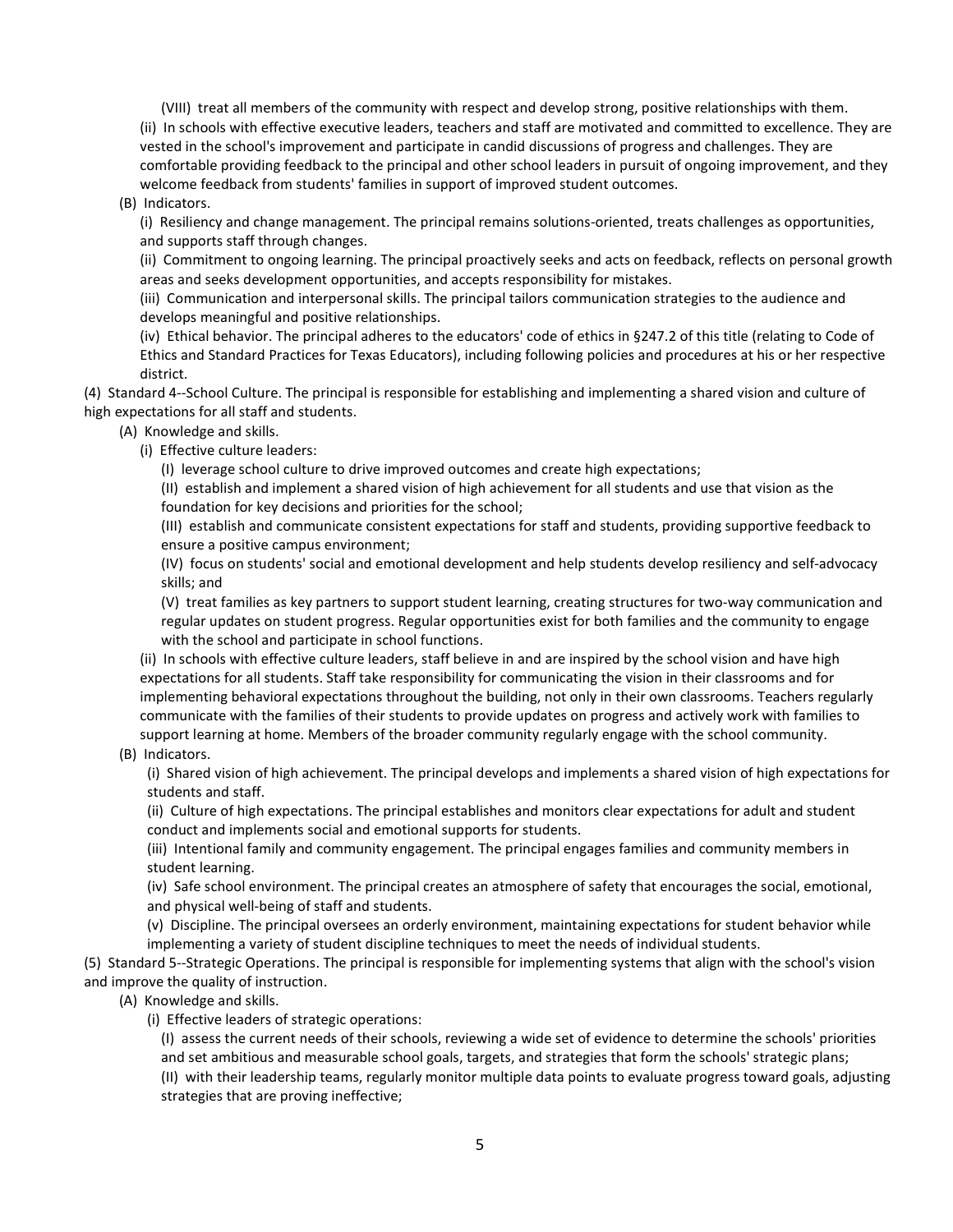(VIII) treat all members of the community with respect and develop strong, positive relationships with them.

(ii) In schools with effective executive leaders, teachers and staff are motivated and committed to excellence. They are vested in the school's improvement and participate in candid discussions of progress and challenges. They are comfortable providing feedback to the principal and other school leaders in pursuit of ongoing improvement, and they welcome feedback from students' families in support of improved student outcomes.

(B) Indicators.

(i) Resiliency and change management. The principal remains solutions-oriented, treats challenges as opportunities, and supports staff through changes.

(ii) Commitment to ongoing learning. The principal proactively seeks and acts on feedback, reflects on personal growth areas and seeks development opportunities, and accepts responsibility for mistakes.

(iii) Communication and interpersonal skills. The principal tailors communication strategies to the audience and develops meaningful and positive relationships.

(iv) Ethical behavior. The principal adheres to the educators' code of ethics in §247.2 of this title (relating to Code of Ethics and Standard Practices for Texas Educators), including following policies and procedures at his or her respective district.

(4) Standard 4--School Culture. The principal is responsible for establishing and implementing a shared vision and culture of high expectations for all staff and students.

(A) Knowledge and skills.

(i) Effective culture leaders:

(I) leverage school culture to drive improved outcomes and create high expectations;

(II) establish and implement a shared vision of high achievement for all students and use that vision as the foundation for key decisions and priorities for the school;

(III) establish and communicate consistent expectations for staff and students, providing supportive feedback to ensure a positive campus environment;

(IV) focus on students' social and emotional development and help students develop resiliency and self-advocacy skills; and

(V) treat families as key partners to support student learning, creating structures for two-way communication and regular updates on student progress. Regular opportunities exist for both families and the community to engage with the school and participate in school functions.

(ii) In schools with effective culture leaders, staff believe in and are inspired by the school vision and have high expectations for all students. Staff take responsibility for communicating the vision in their classrooms and for implementing behavioral expectations throughout the building, not only in their own classrooms. Teachers regularly communicate with the families of their students to provide updates on progress and actively work with families to support learning at home. Members of the broader community regularly engage with the school community.

(B) Indicators.

(i) Shared vision of high achievement. The principal develops and implements a shared vision of high expectations for students and staff.

(ii) Culture of high expectations. The principal establishes and monitors clear expectations for adult and student conduct and implements social and emotional supports for students.

(iii) Intentional family and community engagement. The principal engages families and community members in student learning.

(iv) Safe school environment. The principal creates an atmosphere of safety that encourages the social, emotional, and physical well-being of staff and students.

(v) Discipline. The principal oversees an orderly environment, maintaining expectations for student behavior while implementing a variety of student discipline techniques to meet the needs of individual students.

(5) Standard 5--Strategic Operations. The principal is responsible for implementing systems that align with the school's vision and improve the quality of instruction.

(A) Knowledge and skills.

(i) Effective leaders of strategic operations:

(I) assess the current needs of their schools, reviewing a wide set of evidence to determine the schools' priorities and set ambitious and measurable school goals, targets, and strategies that form the schools' strategic plans;

(II) with their leadership teams, regularly monitor multiple data points to evaluate progress toward goals, adjusting strategies that are proving ineffective;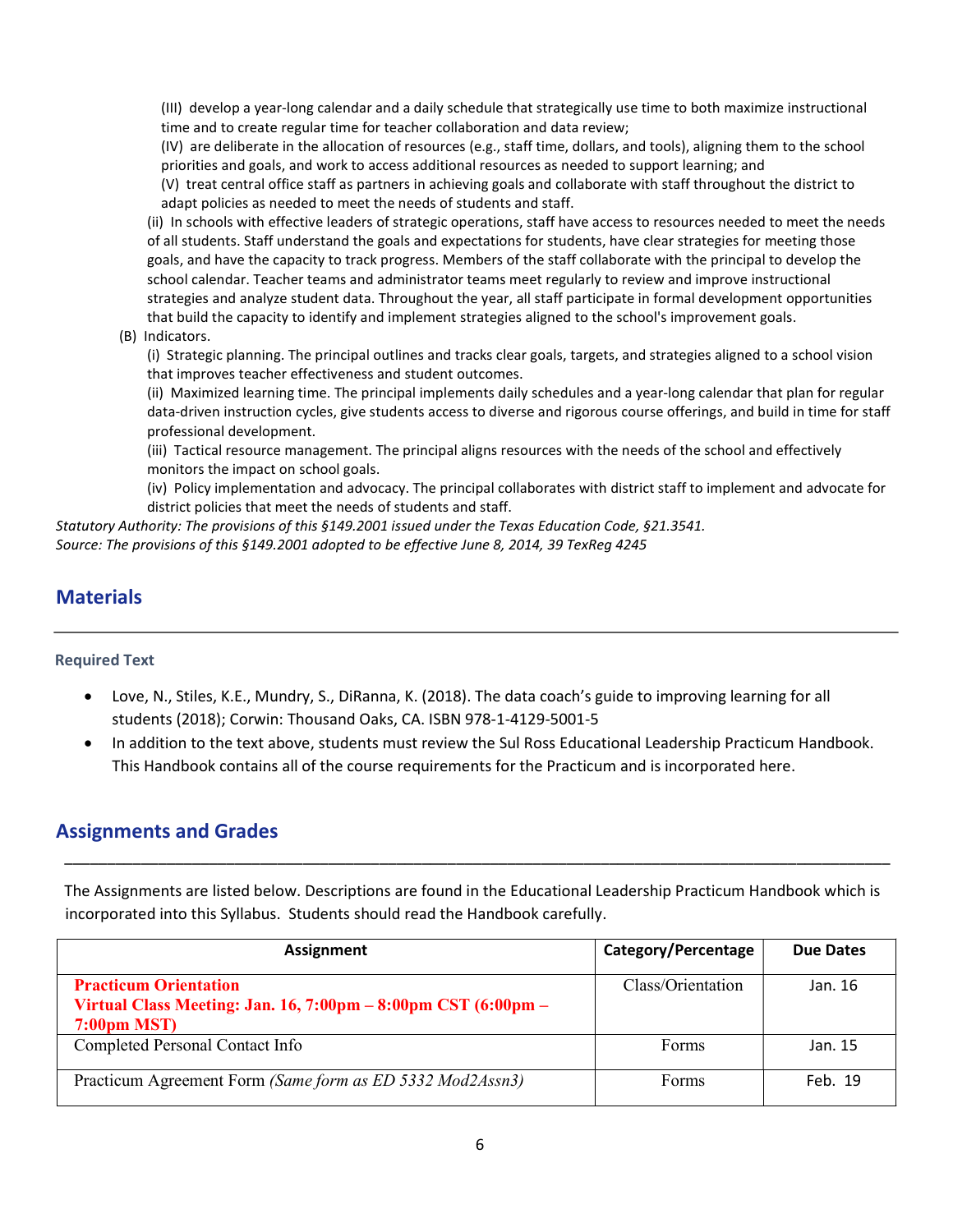(III) develop a year-long calendar and a daily schedule that strategically use time to both maximize instructional time and to create regular time for teacher collaboration and data review;

(IV) are deliberate in the allocation of resources (e.g., staff time, dollars, and tools), aligning them to the school priorities and goals, and work to access additional resources as needed to support learning; and

(V) treat central office staff as partners in achieving goals and collaborate with staff throughout the district to adapt policies as needed to meet the needs of students and staff.

(ii) In schools with effective leaders of strategic operations, staff have access to resources needed to meet the needs of all students. Staff understand the goals and expectations for students, have clear strategies for meeting those goals, and have the capacity to track progress. Members of the staff collaborate with the principal to develop the school calendar. Teacher teams and administrator teams meet regularly to review and improve instructional strategies and analyze student data. Throughout the year, all staff participate in formal development opportunities that build the capacity to identify and implement strategies aligned to the school's improvement goals.

(B) Indicators.

(i) Strategic planning. The principal outlines and tracks clear goals, targets, and strategies aligned to a school vision that improves teacher effectiveness and student outcomes.

(ii) Maximized learning time. The principal implements daily schedules and a year-long calendar that plan for regular data-driven instruction cycles, give students access to diverse and rigorous course offerings, and build in time for staff professional development.

(iii) Tactical resource management. The principal aligns resources with the needs of the school and effectively monitors the impact on school goals.

(iv) Policy implementation and advocacy. The principal collaborates with district staff to implement and advocate for district policies that meet the needs of students and staff.

*Statutory Authority: The provisions of this §149.2001 issued under the Texas Education Code, §21.3541.*
*Source: The provisions of this §149.2001 adopted to be effective June 8, 2014, 39 TexReg 4245*

## Materials

### Required Text

- Love, N., Stiles, K.E., Mundry, S., DiRanna, K. (2018). The data coach's guide to improving learning for all students (2018); Corwin: Thousand Oaks, CA. ISBN 978-1-4129-5001-5
- In addition to the text above, students must review the Sul Ross Educational Leadership Practicum Handbook. This Handbook contains all of the course requirements for the Practicum and is incorporated here.

## Assignments and Grades

The Assignments are listed below. Descriptions are found in the Educational Leadership Practicum Handbook which is incorporated into this Syllabus. Students should read the Handbook carefully.

| Assignment | Category/Percentage | Due Dates |
|---|---|---|
| **Practicum Orientation** **Virtual Class Meeting: Jan. 16, 7:00pm – 8:00pm CST (6:00pm – 7:00pm MST)** | Class/Orientation | Jan. 16 |
| Completed Personal Contact Info | Forms | Jan. 15 |
| Practicum Agreement Form *(Same form as ED 5332 Mod2Assn3)* | Forms | Feb. 19 |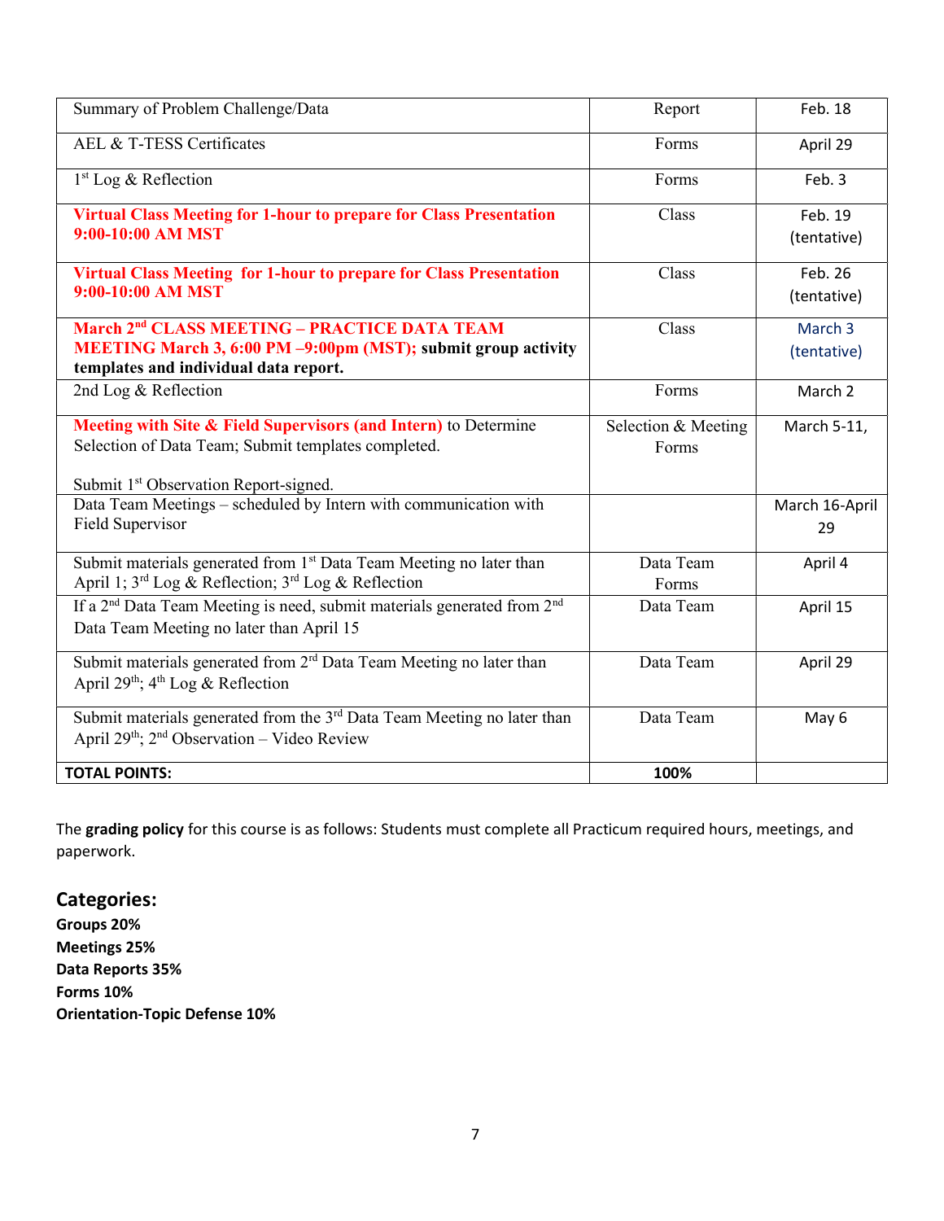| Summary of Problem Challenge/Data | Report | Feb. 18 |
|---|---|---|
| AEL & T-TESS Certificates | Forms | April 29 |
| 1st Log & Reflection | Forms | Feb. 3 |
| **Virtual Class Meeting for 1-hour to prepare for Class Presentation 9:00-10:00 AM MST** | Class | Feb. 19 (tentative) |
| **Virtual Class Meeting for 1-hour to prepare for Class Presentation 9:00-10:00 AM MST** | Class | Feb. 26 (tentative) |
| **March 2nd CLASS MEETING – PRACTICE DATA TEAM MEETING March 3, 6:00 PM –9:00pm (MST); submit group activity templates and individual data report.** | Class | March 3 (tentative) |
| 2nd Log & Reflection | Forms | March 2 |
| **Meeting with Site & Field Supervisors (and Intern)** to Determine Selection of Data Team; Submit templates completed. Submit 1st Observation Report-signed. | Selection & Meeting Forms | March 5-11, |
| Data Team Meetings – scheduled by Intern with communication with Field Supervisor | | March 16-April 29 |
| Submit materials generated from 1st Data Team Meeting no later than April 1; 3rd Log & Reflection; 3rd Log & Reflection | Data Team Forms | April 4 |
| If a 2nd Data Team Meeting is need, submit materials generated from 2nd Data Team Meeting no later than April 15 | Data Team | April 15 |
| Submit materials generated from 2nd Data Team Meeting no later than April 29th; 4th Log & Reflection | Data Team | April 29 |
| Submit materials generated from the 3rd Data Team Meeting no later than April 29th; 2nd Observation – Video Review | Data Team | May 6 |
| **TOTAL POINTS:** | **100%** | |

The **grading policy** for this course is as follows: Students must complete all Practicum required hours, meetings, and paperwork.

## Categories:

**Groups 20%**
**Meetings 25%**
**Data Reports 35%**
**Forms 10%**
**Orientation-Topic Defense 10%**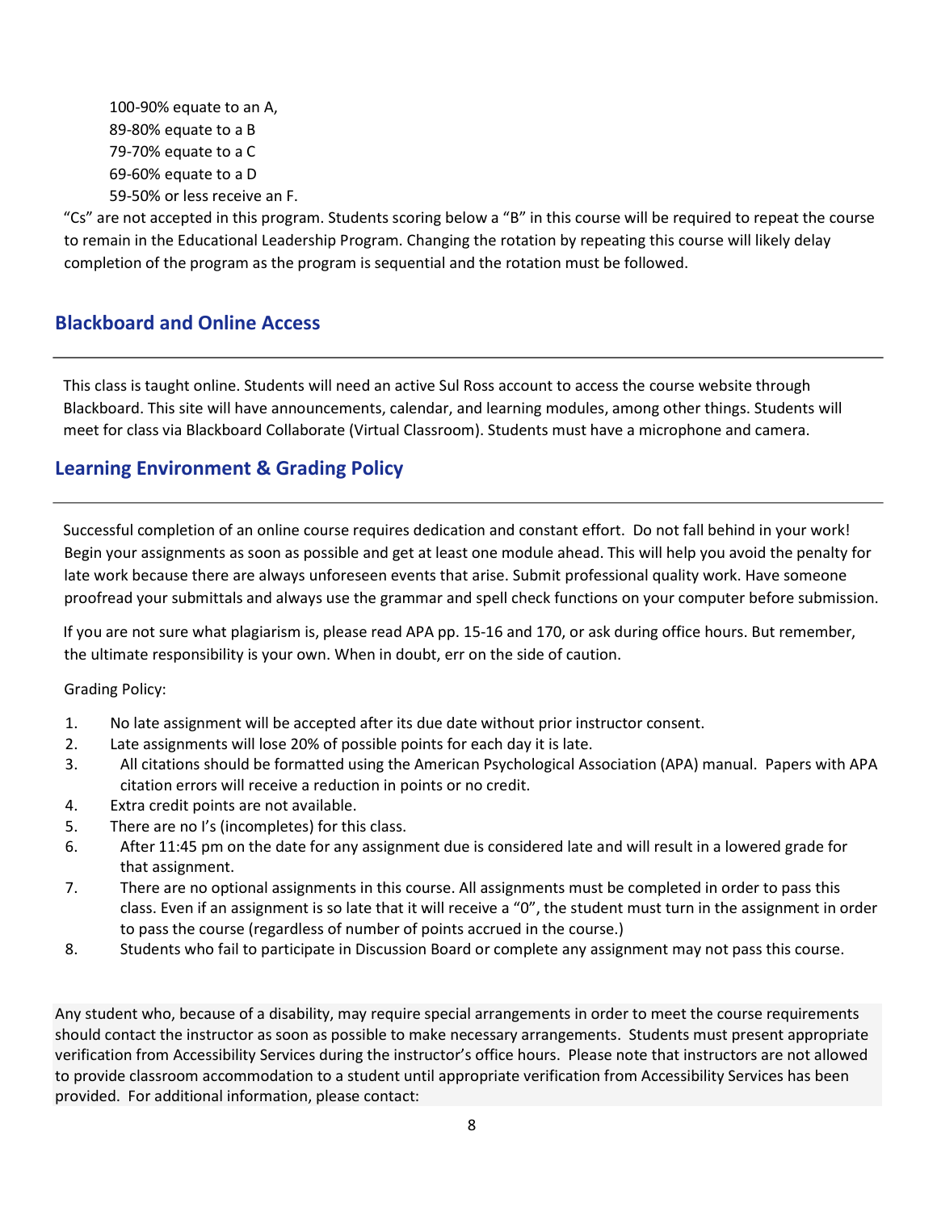100-90% equate to an A,
89-80% equate to a B
79-70% equate to a C
69-60% equate to a D
59-50% or less receive an F.

"Cs" are not accepted in this program. Students scoring below a "B" in this course will be required to repeat the course to remain in the Educational Leadership Program. Changing the rotation by repeating this course will likely delay completion of the program as the program is sequential and the rotation must be followed.

## Blackboard and Online Access

This class is taught online. Students will need an active Sul Ross account to access the course website through Blackboard. This site will have announcements, calendar, and learning modules, among other things. Students will meet for class via Blackboard Collaborate (Virtual Classroom). Students must have a microphone and camera.

## Learning Environment & Grading Policy

Successful completion of an online course requires dedication and constant effort. Do not fall behind in your work! Begin your assignments as soon as possible and get at least one module ahead. This will help you avoid the penalty for late work because there are always unforeseen events that arise. Submit professional quality work. Have someone proofread your submittals and always use the grammar and spell check functions on your computer before submission.

If you are not sure what plagiarism is, please read APA pp. 15-16 and 170, or ask during office hours. But remember, the ultimate responsibility is your own. When in doubt, err on the side of caution.

Grading Policy:

1. No late assignment will be accepted after its due date without prior instructor consent.
2. Late assignments will lose 20% of possible points for each day it is late.
3. All citations should be formatted using the American Psychological Association (APA) manual. Papers with APA citation errors will receive a reduction in points or no credit.
4. Extra credit points are not available.
5. There are no I's (incompletes) for this class.
6. After 11:45 pm on the date for any assignment due is considered late and will result in a lowered grade for that assignment.
7. There are no optional assignments in this course. All assignments must be completed in order to pass this class. Even if an assignment is so late that it will receive a "0", the student must turn in the assignment in order to pass the course (regardless of number of points accrued in the course.)
8. Students who fail to participate in Discussion Board or complete any assignment may not pass this course.

Any student who, because of a disability, may require special arrangements in order to meet the course requirements should contact the instructor as soon as possible to make necessary arrangements. Students must present appropriate verification from Accessibility Services during the instructor's office hours. Please note that instructors are not allowed to provide classroom accommodation to a student until appropriate verification from Accessibility Services has been provided. For additional information, please contact: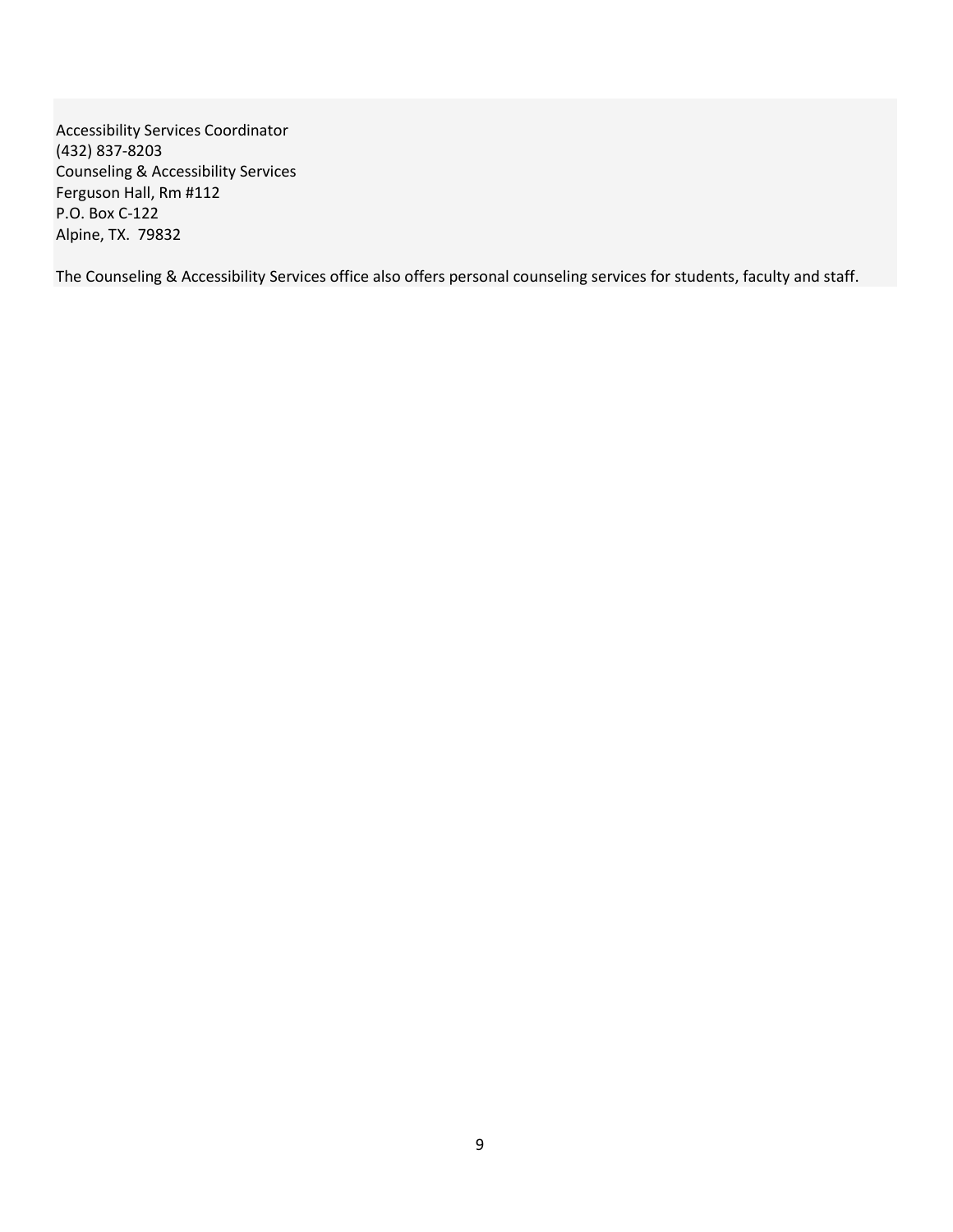Accessibility Services Coordinator
(432) 837-8203
Counseling & Accessibility Services
Ferguson Hall, Rm #112
P.O. Box C-122
Alpine, TX. 79832

The Counseling & Accessibility Services office also offers personal counseling services for students, faculty and staff.